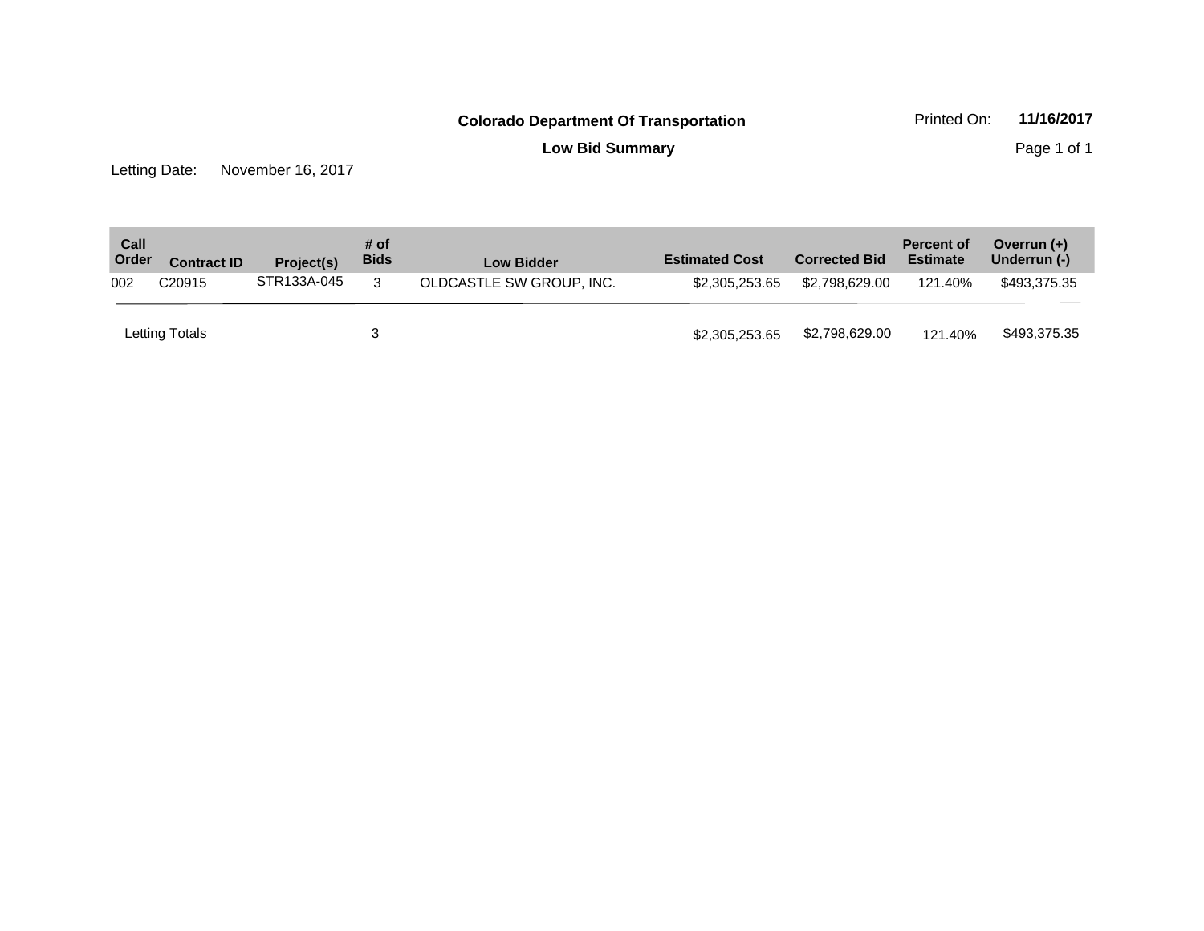**Colorado Department Of Transportation**

**Low Bid Summary**

Printed On: **11/16/2017**

Letting Date: November 16, 2017

| Call Order | Contract ID | Project(s) | # of Bids | Low Bidder | Estimated Cost | Corrected Bid | Percent of Estimate | Overrun (+) Underrun (-) |
|---|---|---|---|---|---|---|---|---|
| 002 | C20915 | STR133A-045 | 3 | OLDCASTLE SW GROUP, INC. | $2,305,253.65 | $2,798,629.00 | 121.40% | $493,375.35 |
| Letting Totals | | | 3 | | $2,305,253.65 | $2,798,629.00 | 121.40% | $493,375.35 |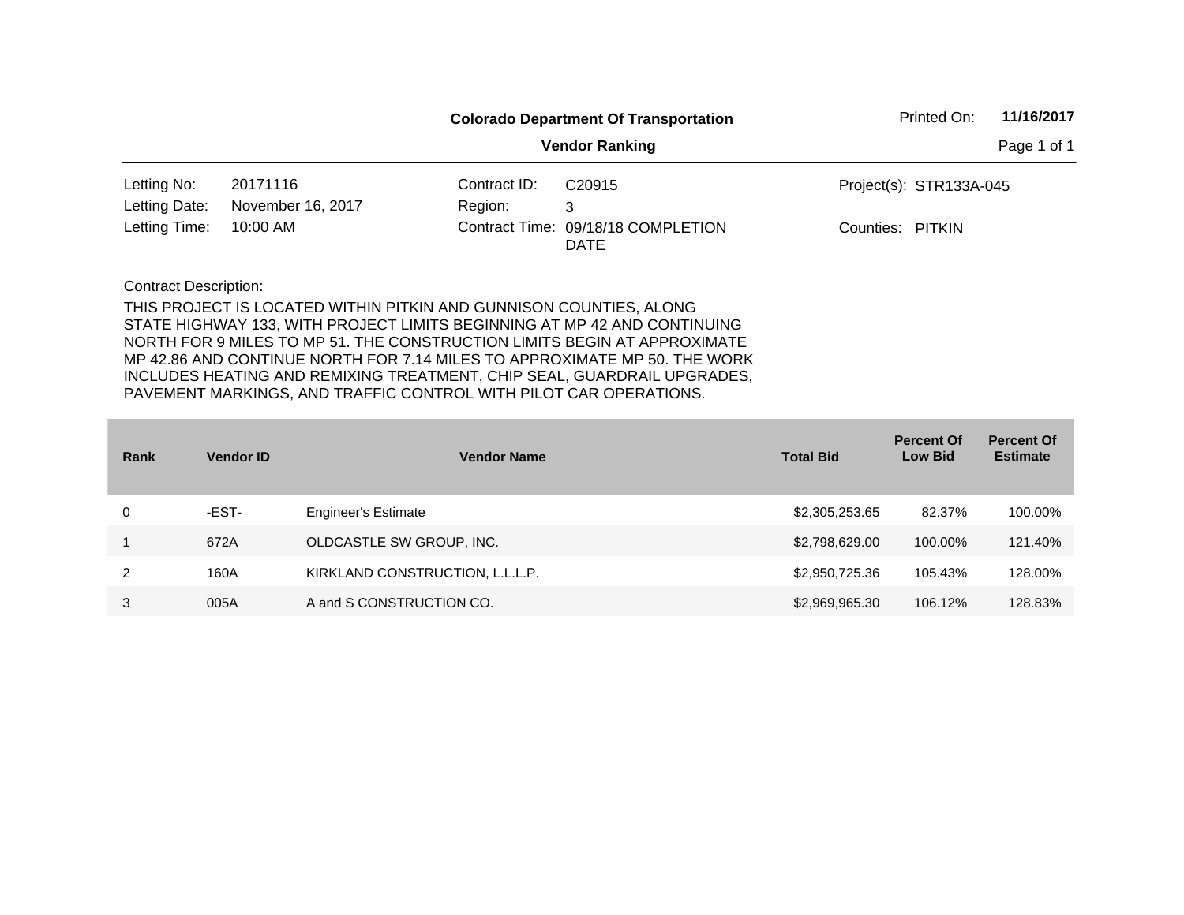**Colorado Department Of Transportation**

**Vendor Ranking**

Printed On: **11/16/2017**

| | | | | | |
|---|---|---|---|---|---|
| Letting No: | 20171116 | Contract ID: | C20915 | Project(s): | STR133A-045 |
| Letting Date: | November 16, 2017 | Region: | 3 | | |
| Letting Time: | 10:00 AM | Contract Time: | 09/18/18 COMPLETION DATE | Counties: | PITKIN |

Contract Description:

THIS PROJECT IS LOCATED WITHIN PITKIN AND GUNNISON COUNTIES, ALONG STATE HIGHWAY 133, WITH PROJECT LIMITS BEGINNING AT MP 42 AND CONTINUING NORTH FOR 9 MILES TO MP 51. THE CONSTRUCTION LIMITS BEGIN AT APPROXIMATE MP 42.86 AND CONTINUE NORTH FOR 7.14 MILES TO APPROXIMATE MP 50. THE WORK INCLUDES HEATING AND REMIXING TREATMENT, CHIP SEAL, GUARDRAIL UPGRADES, PAVEMENT MARKINGS, AND TRAFFIC CONTROL WITH PILOT CAR OPERATIONS.

| Rank | Vendor ID | Vendor Name | Total Bid | Percent Of Low Bid | Percent Of Estimate |
|---|---|---|---|---|---|
| 0 | -EST- | Engineer's Estimate | $2,305,253.65 | 82.37% | 100.00% |
| 1 | 672A | OLDCASTLE SW GROUP, INC. | $2,798,629.00 | 100.00% | 121.40% |
| 2 | 160A | KIRKLAND CONSTRUCTION, L.L.L.P. | $2,950,725.36 | 105.43% | 128.00% |
| 3 | 005A | A and S CONSTRUCTION CO. | $2,969,965.30 | 106.12% | 128.83% |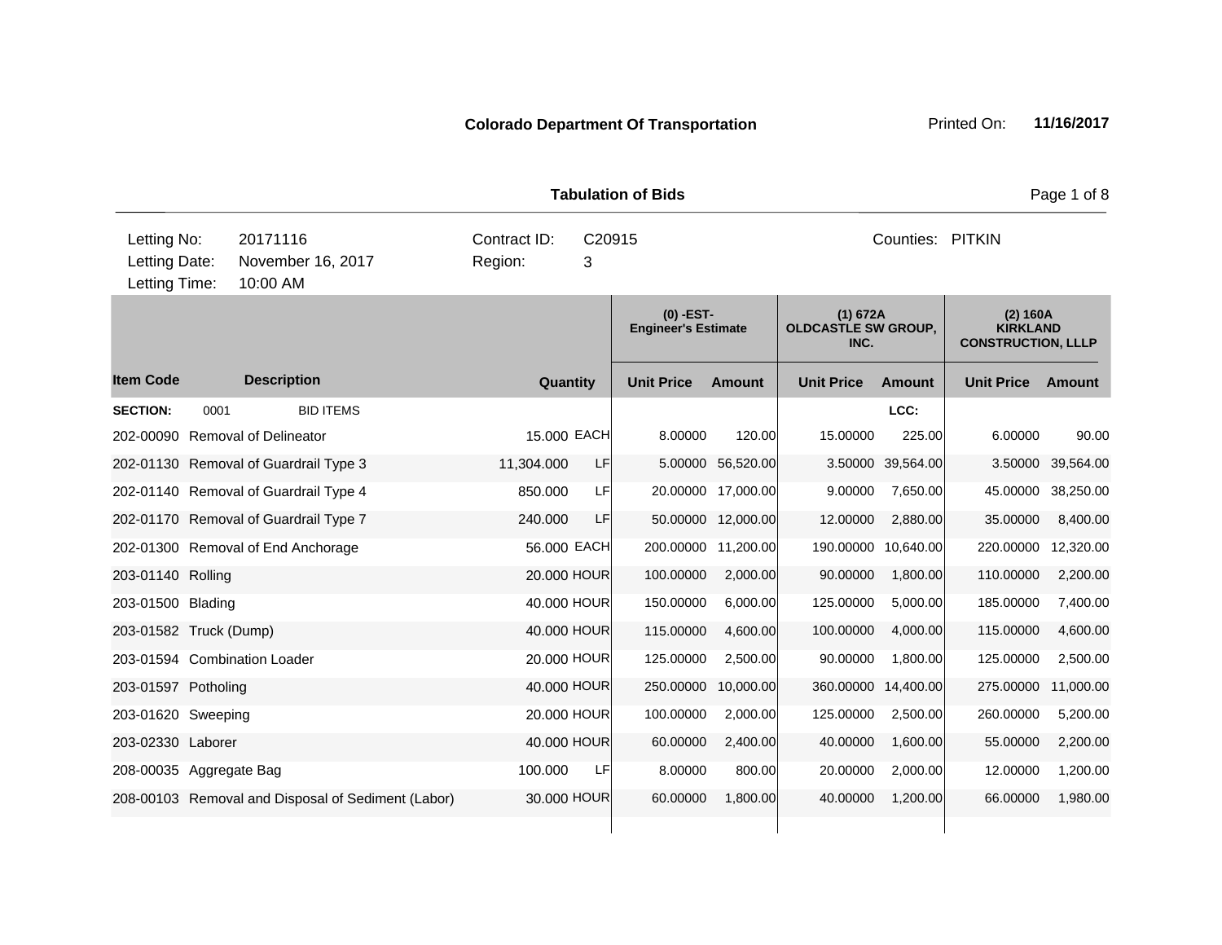**Colorado Department Of Transportation** Printed On: **11/16/2017**

**Tabulation of Bids**

| | | | | | |
|---|---|---|---|---|---|
| Letting No: | 20171116 | Contract ID: | C20915 | Counties: | PITKIN |
| Letting Date: | November 16, 2017 | Region: | 3 | | |
| Letting Time: | 10:00 AM | | | | |

| Item Code | Description | Quantity | | (0) -EST- Engineer's Estimate | | (1) 672A OLDCASTLE SW GROUP, INC. | | (2) 160A KIRKLAND CONSTRUCTION, LLLP | |
|---|---|---|---|---|---|---|---|---|---|
| | | | | Unit Price | Amount | Unit Price | Amount | Unit Price | Amount |
| **SECTION:** | 0001 BID ITEMS | | | | | | LCC: | | |
| 202-00090 | Removal of Delineator | 15.000 | EACH | 8.00000 | 120.00 | 15.00000 | 225.00 | 6.00000 | 90.00 |
| 202-01130 | Removal of Guardrail Type 3 | 11,304.000 | LF | 5.00000 | 56,520.00 | 3.50000 | 39,564.00 | 3.50000 | 39,564.00 |
| 202-01140 | Removal of Guardrail Type 4 | 850.000 | LF | 20.00000 | 17,000.00 | 9.00000 | 7,650.00 | 45.00000 | 38,250.00 |
| 202-01170 | Removal of Guardrail Type 7 | 240.000 | LF | 50.00000 | 12,000.00 | 12.00000 | 2,880.00 | 35.00000 | 8,400.00 |
| 202-01300 | Removal of End Anchorage | 56.000 | EACH | 200.00000 | 11,200.00 | 190.00000 | 10,640.00 | 220.00000 | 12,320.00 |
| 203-01140 | Rolling | 20.000 | HOUR | 100.00000 | 2,000.00 | 90.00000 | 1,800.00 | 110.00000 | 2,200.00 |
| 203-01500 | Blading | 40.000 | HOUR | 150.00000 | 6,000.00 | 125.00000 | 5,000.00 | 185.00000 | 7,400.00 |
| 203-01582 | Truck (Dump) | 40.000 | HOUR | 115.00000 | 4,600.00 | 100.00000 | 4,000.00 | 115.00000 | 4,600.00 |
| 203-01594 | Combination Loader | 20.000 | HOUR | 125.00000 | 2,500.00 | 90.00000 | 1,800.00 | 125.00000 | 2,500.00 |
| 203-01597 | Potholing | 40.000 | HOUR | 250.00000 | 10,000.00 | 360.00000 | 14,400.00 | 275.00000 | 11,000.00 |
| 203-01620 | Sweeping | 20.000 | HOUR | 100.00000 | 2,000.00 | 125.00000 | 2,500.00 | 260.00000 | 5,200.00 |
| 203-02330 | Laborer | 40.000 | HOUR | 60.00000 | 2,400.00 | 40.00000 | 1,600.00 | 55.00000 | 2,200.00 |
| 208-00035 | Aggregate Bag | 100.000 | LF | 8.00000 | 800.00 | 20.00000 | 2,000.00 | 12.00000 | 1,200.00 |
| 208-00103 | Removal and Disposal of Sediment (Labor) | 30.000 | HOUR | 60.00000 | 1,800.00 | 40.00000 | 1,200.00 | 66.00000 | 1,980.00 |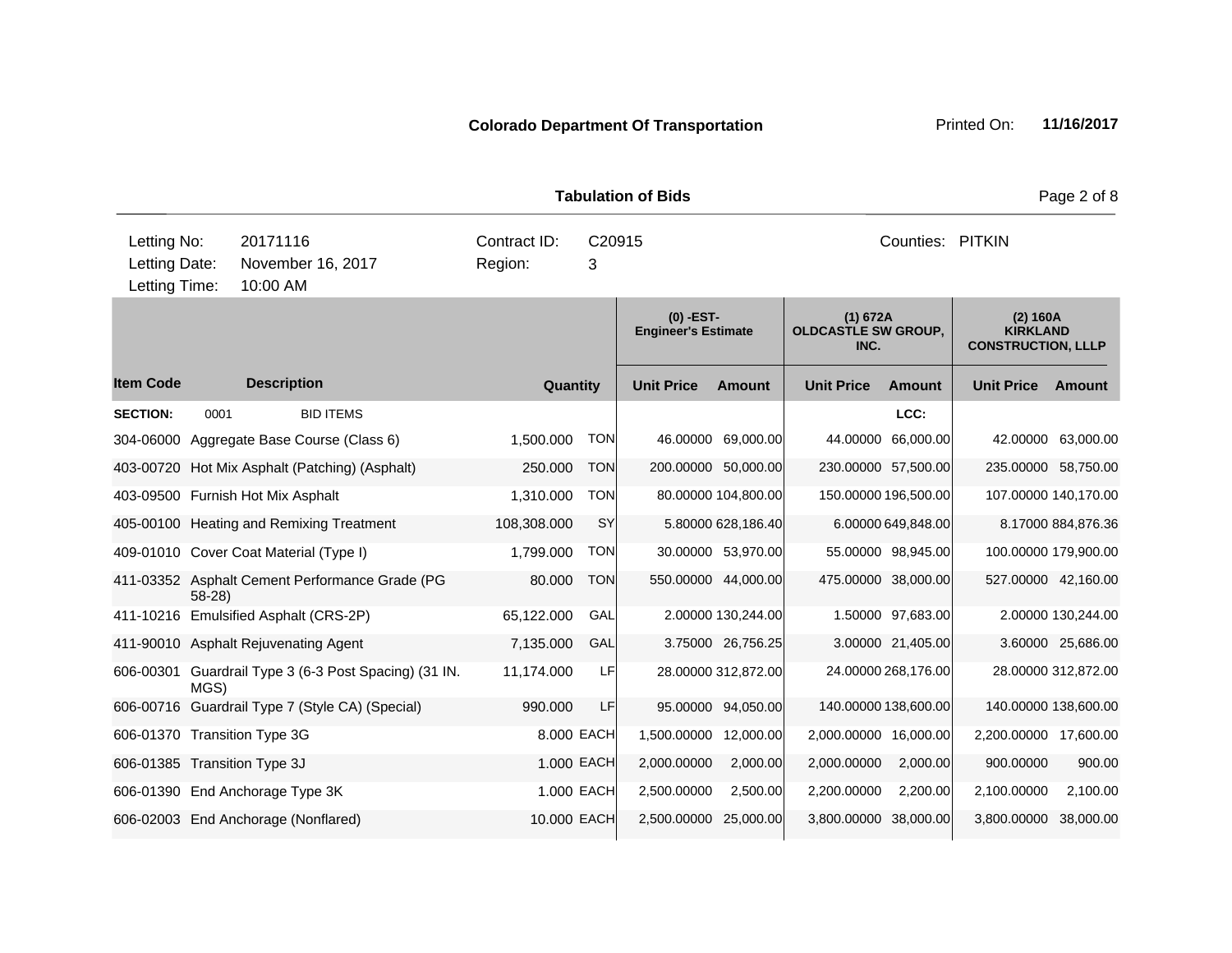**Colorado Department Of Transportation** Printed On: **11/16/2017**

**Tabulation of Bids**

| | | | | |
|---|---|---|---|---|
| Letting No: | 20171116 | Contract ID: | C20915 | Counties: PITKIN |
| Letting Date: | November 16, 2017 | Region: | 3 | |
| Letting Time: | 10:00 AM | | | |

| | | | | (0) -EST- Engineer's Estimate | | (1) 672A OLDCASTLE SW GROUP, INC. | | (2) 160A KIRKLAND CONSTRUCTION, LLLP | |
|---|---|---|---|---|---|---|---|---|---|
| **Item Code** | **Description** | **Quantity** | | **Unit Price** | **Amount** | **Unit Price** | **Amount** | **Unit Price** | **Amount** |
| **SECTION:** | 0001 BID ITEMS | | | | | | LCC: | | |
| 304-06000 | Aggregate Base Course (Class 6) | 1,500.000 | TON | 46.00000 | 69,000.00 | 44.00000 | 66,000.00 | 42.00000 | 63,000.00 |
| 403-00720 | Hot Mix Asphalt (Patching) (Asphalt) | 250.000 | TON | 200.00000 | 50,000.00 | 230.00000 | 57,500.00 | 235.00000 | 58,750.00 |
| 403-09500 | Furnish Hot Mix Asphalt | 1,310.000 | TON | 80.00000 | 104,800.00 | 150.00000 | 196,500.00 | 107.00000 | 140,170.00 |
| 405-00100 | Heating and Remixing Treatment | 108,308.000 | SY | 5.80000 | 628,186.40 | 6.00000 | 649,848.00 | 8.17000 | 884,876.36 |
| 409-01010 | Cover Coat Material (Type I) | 1,799.000 | TON | 30.00000 | 53,970.00 | 55.00000 | 98,945.00 | 100.00000 | 179,900.00 |
| 411-03352 | Asphalt Cement Performance Grade (PG 58-28) | 80.000 | TON | 550.00000 | 44,000.00 | 475.00000 | 38,000.00 | 527.00000 | 42,160.00 |
| 411-10216 | Emulsified Asphalt (CRS-2P) | 65,122.000 | GAL | 2.00000 | 130,244.00 | 1.50000 | 97,683.00 | 2.00000 | 130,244.00 |
| 411-90010 | Asphalt Rejuvenating Agent | 7,135.000 | GAL | 3.75000 | 26,756.25 | 3.00000 | 21,405.00 | 3.60000 | 25,686.00 |
| 606-00301 | Guardrail Type 3 (6-3 Post Spacing) (31 IN. MGS) | 11,174.000 | LF | 28.00000 | 312,872.00 | 24.00000 | 268,176.00 | 28.00000 | 312,872.00 |
| 606-00716 | Guardrail Type 7 (Style CA) (Special) | 990.000 | LF | 95.00000 | 94,050.00 | 140.00000 | 138,600.00 | 140.00000 | 138,600.00 |
| 606-01370 | Transition Type 3G | 8.000 | EACH | 1,500.00000 | 12,000.00 | 2,000.00000 | 16,000.00 | 2,200.00000 | 17,600.00 |
| 606-01385 | Transition Type 3J | 1.000 | EACH | 2,000.00000 | 2,000.00 | 2,000.00000 | 2,000.00 | 900.00000 | 900.00 |
| 606-01390 | End Anchorage Type 3K | 1.000 | EACH | 2,500.00000 | 2,500.00 | 2,200.00000 | 2,200.00 | 2,100.00000 | 2,100.00 |
| 606-02003 | End Anchorage (Nonflared) | 10.000 | EACH | 2,500.00000 | 25,000.00 | 3,800.00000 | 38,000.00 | 3,800.00000 | 38,000.00 |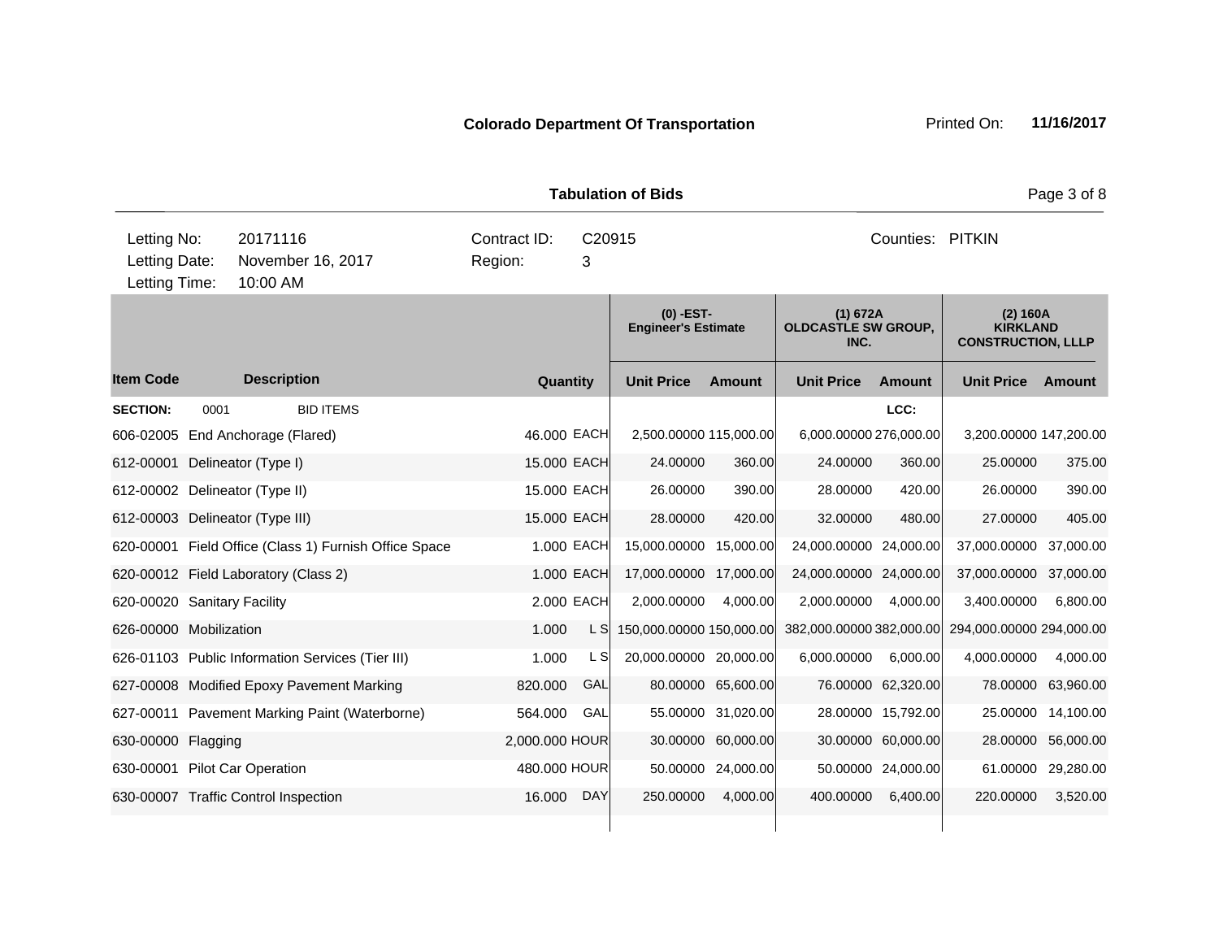**Colorado Department Of Transportation** Printed On: **11/16/2017**

**Tabulation of Bids**

| | | | | |
|---|---|---|---|---|
| Letting No: | 20171116 | Contract ID: | C20915 | Counties: PITKIN |
| Letting Date: | November 16, 2017 | Region: | 3 | |
| Letting Time: | 10:00 AM | | | |

| | | | | (0) -EST- Engineer's Estimate | | (1) 672A OLDCASTLE SW GROUP, INC. | | (2) 160A KIRKLAND CONSTRUCTION, LLLP | |
|---|---|---|---|---|---|---|---|---|---|
| **Item Code** | **Description** | **Quantity** | | **Unit Price** | **Amount** | **Unit Price** | **Amount** | **Unit Price** | **Amount** |
| **SECTION:** | 0001 BID ITEMS | | | | | | LCC: | | |
| 606-02005 | End Anchorage (Flared) | 46.000 | EACH | 2,500.00000 | 115,000.00 | 6,000.00000 | 276,000.00 | 3,200.00000 | 147,200.00 |
| 612-00001 | Delineator (Type I) | 15.000 | EACH | 24.00000 | 360.00 | 24.00000 | 360.00 | 25.00000 | 375.00 |
| 612-00002 | Delineator (Type II) | 15.000 | EACH | 26.00000 | 390.00 | 28.00000 | 420.00 | 26.00000 | 390.00 |
| 612-00003 | Delineator (Type III) | 15.000 | EACH | 28.00000 | 420.00 | 32.00000 | 480.00 | 27.00000 | 405.00 |
| 620-00001 | Field Office (Class 1) Furnish Office Space | 1.000 | EACH | 15,000.00000 | 15,000.00 | 24,000.00000 | 24,000.00 | 37,000.00000 | 37,000.00 |
| 620-00012 | Field Laboratory (Class 2) | 1.000 | EACH | 17,000.00000 | 17,000.00 | 24,000.00000 | 24,000.00 | 37,000.00000 | 37,000.00 |
| 620-00020 | Sanitary Facility | 2.000 | EACH | 2,000.00000 | 4,000.00 | 2,000.00000 | 4,000.00 | 3,400.00000 | 6,800.00 |
| 626-00000 | Mobilization | 1.000 | L S | 150,000.00000 | 150,000.00 | 382,000.00000 | 382,000.00 | 294,000.00000 | 294,000.00 |
| 626-01103 | Public Information Services (Tier III) | 1.000 | L S | 20,000.00000 | 20,000.00 | 6,000.00000 | 6,000.00 | 4,000.00000 | 4,000.00 |
| 627-00008 | Modified Epoxy Pavement Marking | 820.000 | GAL | 80.00000 | 65,600.00 | 76.00000 | 62,320.00 | 78.00000 | 63,960.00 |
| 627-00011 | Pavement Marking Paint (Waterborne) | 564.000 | GAL | 55.00000 | 31,020.00 | 28.00000 | 15,792.00 | 25.00000 | 14,100.00 |
| 630-00000 | Flagging | 2,000.000 | HOUR | 30.00000 | 60,000.00 | 30.00000 | 60,000.00 | 28.00000 | 56,000.00 |
| 630-00001 | Pilot Car Operation | 480.000 | HOUR | 50.00000 | 24,000.00 | 50.00000 | 24,000.00 | 61.00000 | 29,280.00 |
| 630-00007 | Traffic Control Inspection | 16.000 | DAY | 250.00000 | 4,000.00 | 400.00000 | 6,400.00 | 220.00000 | 3,520.00 |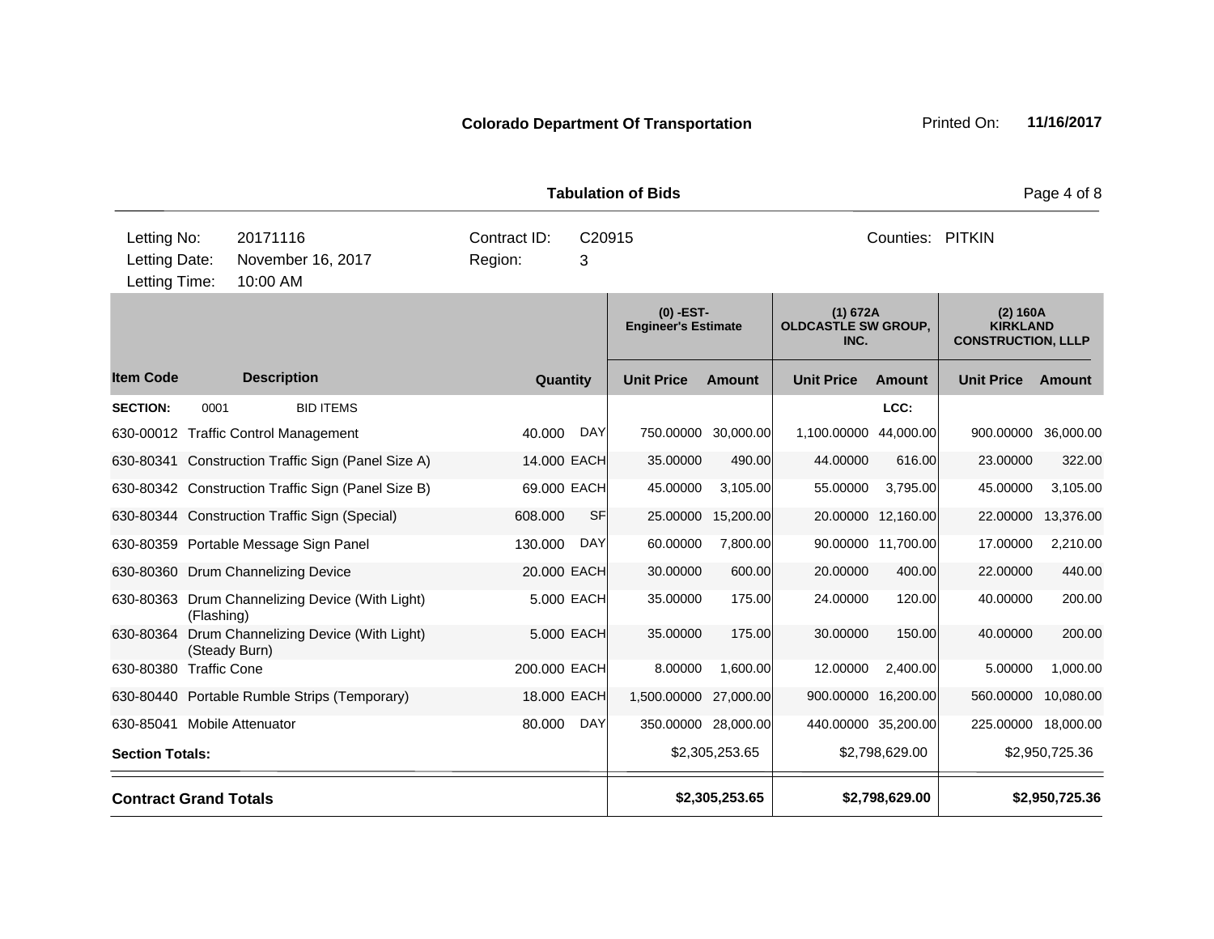**Colorado Department Of Transportation** Printed On: **11/16/2017**

**Tabulation of Bids**

| | | | | |
|---|---|---|---|---|
| Letting No: | 20171116 | Contract ID: | C20915 | Counties: PITKIN |
| Letting Date: | November 16, 2017 | Region: | 3 | |
| Letting Time: | 10:00 AM | | | |

| | | | | (0) -EST- Engineer's Estimate | | (1) 672A OLDCASTLE SW GROUP, INC. | | (2) 160A KIRKLAND CONSTRUCTION, LLLP | |
|---|---|---|---|---|---|---|---|---|---|
| **Item Code** | **Description** | **Quantity** | | **Unit Price** | **Amount** | **Unit Price** | **Amount** | **Unit Price** | **Amount** |
| **SECTION:** | 0001 BID ITEMS | | | | | | LCC: | | |
| 630-00012 | Traffic Control Management | 40.000 | DAY | 750.00000 | 30,000.00 | 1,100.00000 | 44,000.00 | 900.00000 | 36,000.00 |
| 630-80341 | Construction Traffic Sign (Panel Size A) | 14.000 | EACH | 35.00000 | 490.00 | 44.00000 | 616.00 | 23.00000 | 322.00 |
| 630-80342 | Construction Traffic Sign (Panel Size B) | 69.000 | EACH | 45.00000 | 3,105.00 | 55.00000 | 3,795.00 | 45.00000 | 3,105.00 |
| 630-80344 | Construction Traffic Sign (Special) | 608.000 | SF | 25.00000 | 15,200.00 | 20.00000 | 12,160.00 | 22.00000 | 13,376.00 |
| 630-80359 | Portable Message Sign Panel | 130.000 | DAY | 60.00000 | 7,800.00 | 90.00000 | 11,700.00 | 17.00000 | 2,210.00 |
| 630-80360 | Drum Channelizing Device | 20.000 | EACH | 30.00000 | 600.00 | 20.00000 | 400.00 | 22.00000 | 440.00 |
| 630-80363 | Drum Channelizing Device (With Light) (Flashing) | 5.000 | EACH | 35.00000 | 175.00 | 24.00000 | 120.00 | 40.00000 | 200.00 |
| 630-80364 | Drum Channelizing Device (With Light) (Steady Burn) | 5.000 | EACH | 35.00000 | 175.00 | 30.00000 | 150.00 | 40.00000 | 200.00 |
| 630-80380 | Traffic Cone | 200.000 | EACH | 8.00000 | 1,600.00 | 12.00000 | 2,400.00 | 5.00000 | 1,000.00 |
| 630-80440 | Portable Rumble Strips (Temporary) | 18.000 | EACH | 1,500.00000 | 27,000.00 | 900.00000 | 16,200.00 | 560.00000 | 10,080.00 |
| 630-85041 | Mobile Attenuator | 80.000 | DAY | 350.00000 | 28,000.00 | 440.00000 | 35,200.00 | 225.00000 | 18,000.00 |
| **Section Totals:** | | | | | $2,305,253.65 | | $2,798,629.00 | | $2,950,725.36 |
| **Contract Grand Totals** | | | | | **$2,305,253.65** | | **$2,798,629.00** | | **$2,950,725.36** |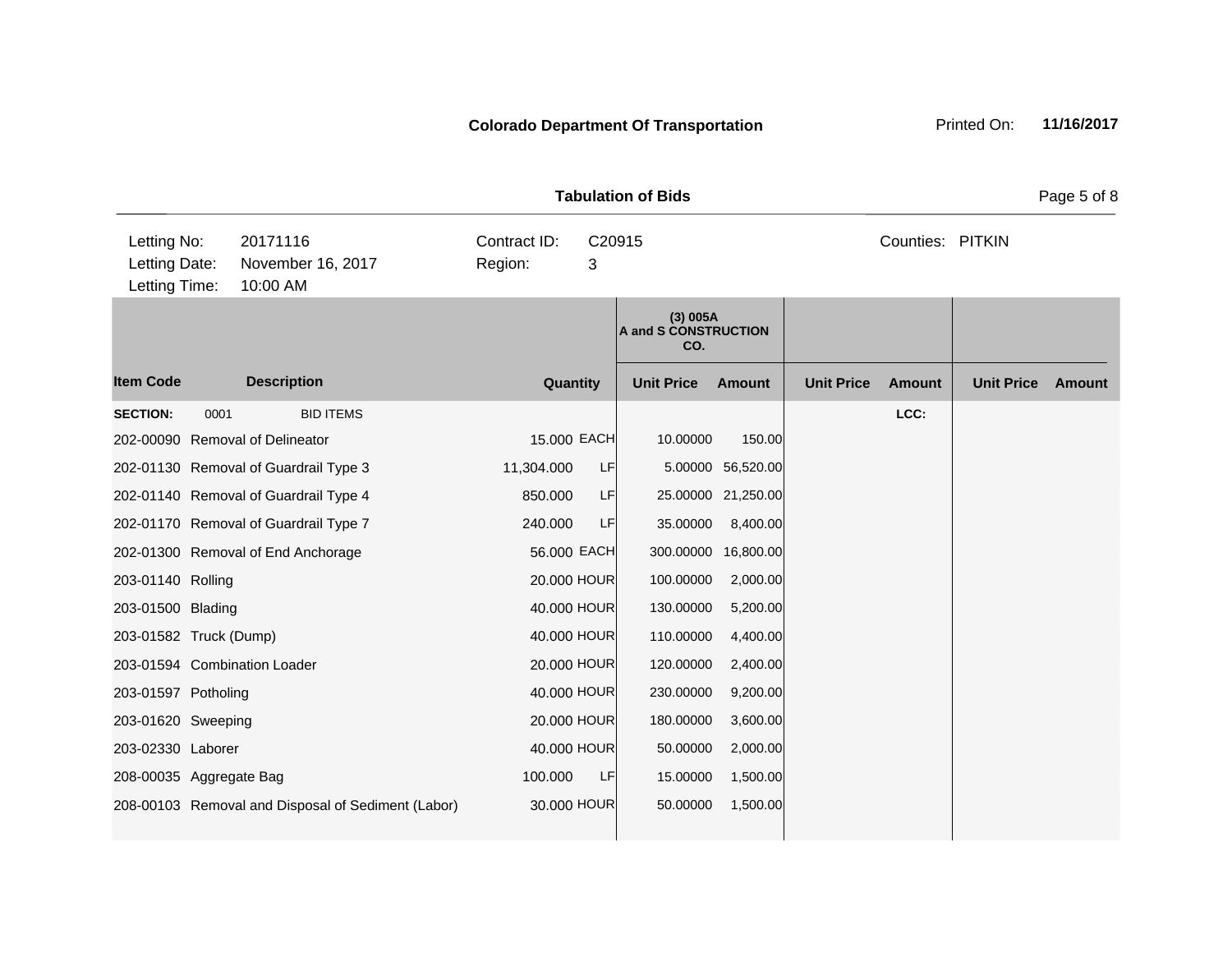**Colorado Department Of Transportation**

Printed On: **11/16/2017**

## Tabulation of Bids

| | | | |
|---|---|---|---|
| Letting No: | 20171116 | Contract ID: | C20915 |
| Letting Date: | November 16, 2017 | Region: | 3 |
| Letting Time: | 10:00 AM | | |

Counties: PITKIN

| | | | | (3) 005A A and S CONSTRUCTION CO. | | | | | |
|---|---|---|---|---|---|---|---|---|---|
| **Item Code** | **Description** | **Quantity** | | **Unit Price** | **Amount** | **Unit Price** | **Amount** | **Unit Price** | **Amount** |
| **SECTION:** | 0001 BID ITEMS | | | | | | **LCC:** | | |
| 202-00090 | Removal of Delineator | 15.000 | EACH | 10.00000 | 150.00 | | | | |
| 202-01130 | Removal of Guardrail Type 3 | 11,304.000 | LF | 5.00000 | 56,520.00 | | | | |
| 202-01140 | Removal of Guardrail Type 4 | 850.000 | LF | 25.00000 | 21,250.00 | | | | |
| 202-01170 | Removal of Guardrail Type 7 | 240.000 | LF | 35.00000 | 8,400.00 | | | | |
| 202-01300 | Removal of End Anchorage | 56.000 | EACH | 300.00000 | 16,800.00 | | | | |
| 203-01140 | Rolling | 20.000 | HOUR | 100.00000 | 2,000.00 | | | | |
| 203-01500 | Blading | 40.000 | HOUR | 130.00000 | 5,200.00 | | | | |
| 203-01582 | Truck (Dump) | 40.000 | HOUR | 110.00000 | 4,400.00 | | | | |
| 203-01594 | Combination Loader | 20.000 | HOUR | 120.00000 | 2,400.00 | | | | |
| 203-01597 | Potholing | 40.000 | HOUR | 230.00000 | 9,200.00 | | | | |
| 203-01620 | Sweeping | 20.000 | HOUR | 180.00000 | 3,600.00 | | | | |
| 203-02330 | Laborer | 40.000 | HOUR | 50.00000 | 2,000.00 | | | | |
| 208-00035 | Aggregate Bag | 100.000 | LF | 15.00000 | 1,500.00 | | | | |
| 208-00103 | Removal and Disposal of Sediment (Labor) | 30.000 | HOUR | 50.00000 | 1,500.00 | | | | |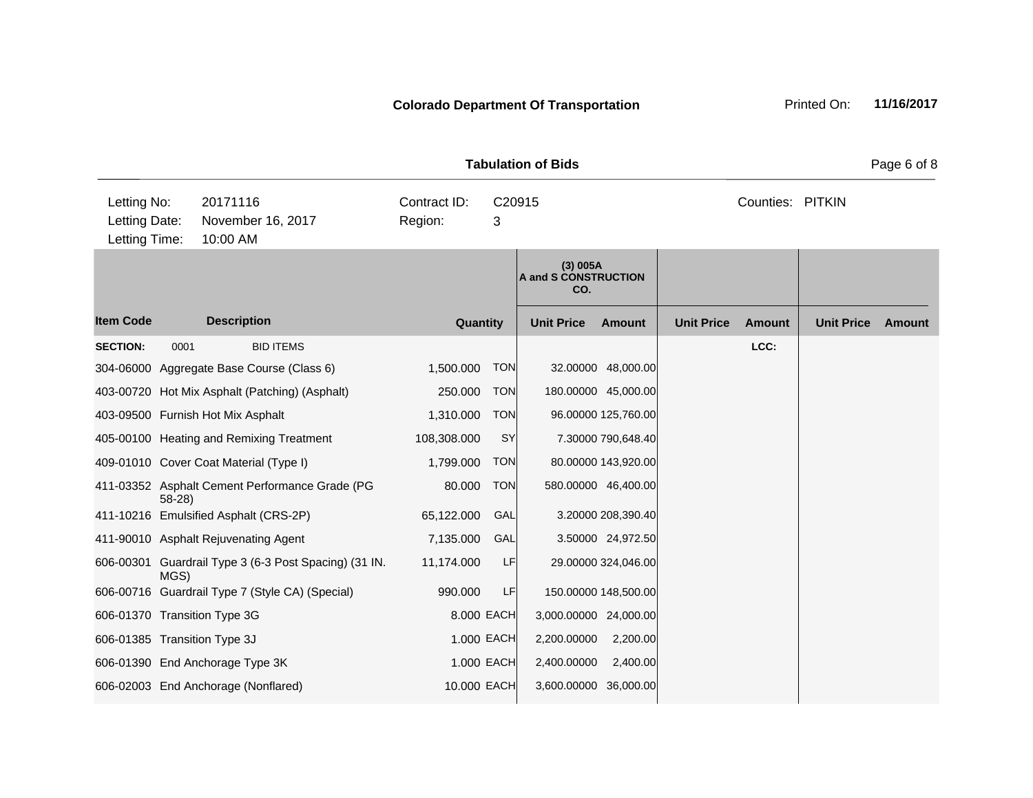**Colorado Department Of Transportation** Printed On: **11/16/2017**

## Tabulation of Bids

| | | | | | |
|---|---|---|---|---|---|
| Letting No: | 20171116 | Contract ID: | C20915 | Counties: | PITKIN |
| Letting Date: | November 16, 2017 | Region: | 3 | | |
| Letting Time: | 10:00 AM | | | | |

| | | | | (3) 005A A and S CONSTRUCTION CO. | | | | | |
|---|---|---|---|---|---|---|---|---|---|
| **Item Code** | **Description** | **Quantity** | | **Unit Price** | **Amount** | **Unit Price** | **Amount** | **Unit Price** | **Amount** |
| **SECTION:** | 0001 BID ITEMS | | | | | | LCC: | | |
| 304-06000 | Aggregate Base Course (Class 6) | 1,500.000 | TON | 32.00000 | 48,000.00 | | | | |
| 403-00720 | Hot Mix Asphalt (Patching) (Asphalt) | 250.000 | TON | 180.00000 | 45,000.00 | | | | |
| 403-09500 | Furnish Hot Mix Asphalt | 1,310.000 | TON | 96.00000 | 125,760.00 | | | | |
| 405-00100 | Heating and Remixing Treatment | 108,308.000 | SY | 7.30000 | 790,648.40 | | | | |
| 409-01010 | Cover Coat Material (Type I) | 1,799.000 | TON | 80.00000 | 143,920.00 | | | | |
| 411-03352 | Asphalt Cement Performance Grade (PG 58-28) | 80.000 | TON | 580.00000 | 46,400.00 | | | | |
| 411-10216 | Emulsified Asphalt (CRS-2P) | 65,122.000 | GAL | 3.20000 | 208,390.40 | | | | |
| 411-90010 | Asphalt Rejuvenating Agent | 7,135.000 | GAL | 3.50000 | 24,972.50 | | | | |
| 606-00301 | Guardrail Type 3 (6-3 Post Spacing) (31 IN. MGS) | 11,174.000 | LF | 29.00000 | 324,046.00 | | | | |
| 606-00716 | Guardrail Type 7 (Style CA) (Special) | 990.000 | LF | 150.00000 | 148,500.00 | | | | |
| 606-01370 | Transition Type 3G | 8.000 | EACH | 3,000.00000 | 24,000.00 | | | | |
| 606-01385 | Transition Type 3J | 1.000 | EACH | 2,200.00000 | 2,200.00 | | | | |
| 606-01390 | End Anchorage Type 3K | 1.000 | EACH | 2,400.00000 | 2,400.00 | | | | |
| 606-02003 | End Anchorage (Nonflared) | 10.000 | EACH | 3,600.00000 | 36,000.00 | | | | |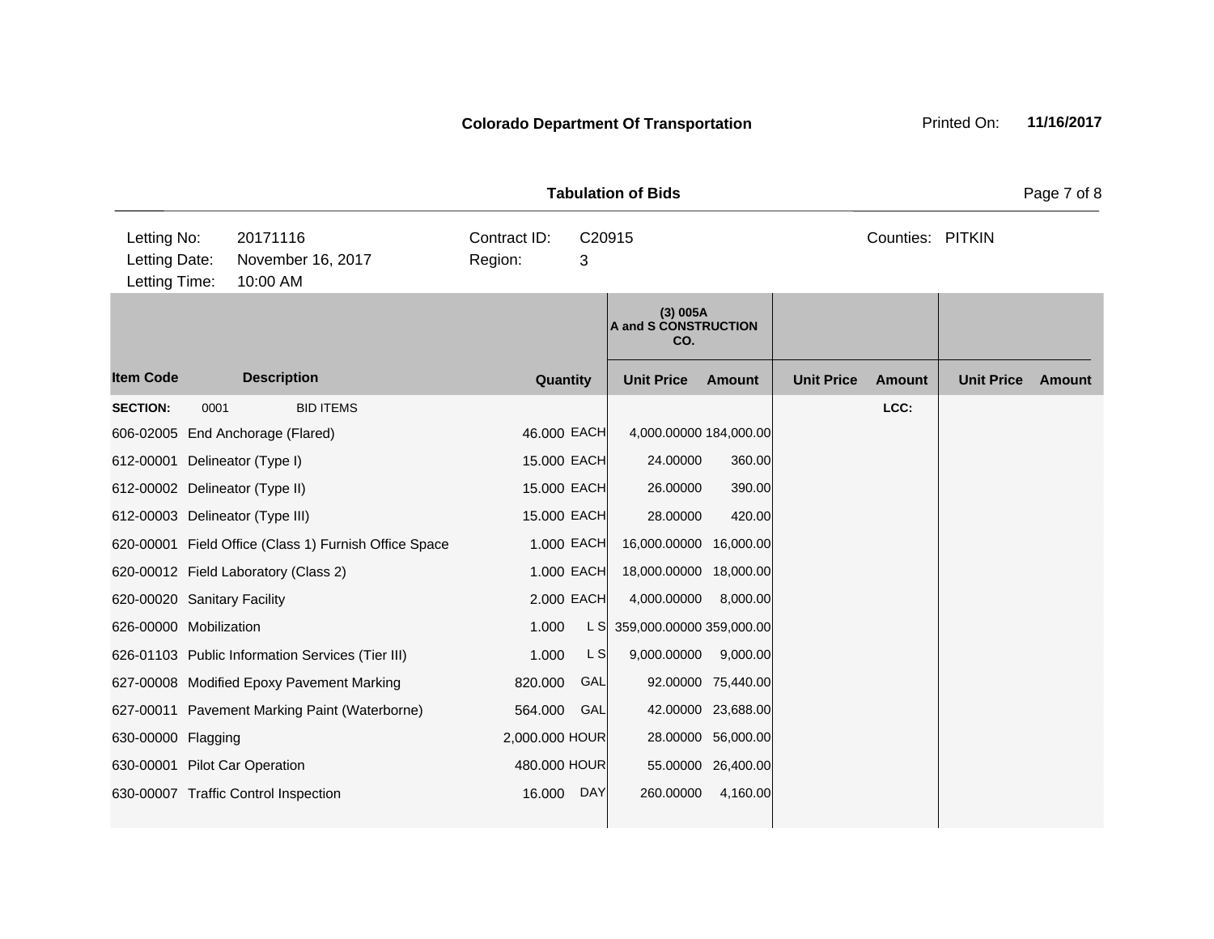**Colorado Department Of Transportation**

Printed On: **11/16/2017**

**Tabulation of Bids**

| | | | | | |
|---|---|---|---|---|---|
| Letting No: | 20171116 | Contract ID: | C20915 | Counties: | PITKIN |
| Letting Date: | November 16, 2017 | Region: | 3 | | |
| Letting Time: | 10:00 AM | | | | |

| Item Code | Description | Quantity | | (3) 005A A and S CONSTRUCTION CO. Unit Price | Amount | Unit Price | Amount | Unit Price | Amount |
|---|---|---|---|---|---|---|---|---|---|
| **SECTION:** 0001 | BID ITEMS | | | | | | LCC: | | |
| 606-02005 | End Anchorage (Flared) | 46.000 | EACH | 4,000.00000 | 184,000.00 | | | | |
| 612-00001 | Delineator (Type I) | 15.000 | EACH | 24.00000 | 360.00 | | | | |
| 612-00002 | Delineator (Type II) | 15.000 | EACH | 26.00000 | 390.00 | | | | |
| 612-00003 | Delineator (Type III) | 15.000 | EACH | 28.00000 | 420.00 | | | | |
| 620-00001 | Field Office (Class 1) Furnish Office Space | 1.000 | EACH | 16,000.00000 | 16,000.00 | | | | |
| 620-00012 | Field Laboratory (Class 2) | 1.000 | EACH | 18,000.00000 | 18,000.00 | | | | |
| 620-00020 | Sanitary Facility | 2.000 | EACH | 4,000.00000 | 8,000.00 | | | | |
| 626-00000 | Mobilization | 1.000 | L S | 359,000.00000 | 359,000.00 | | | | |
| 626-01103 | Public Information Services (Tier III) | 1.000 | L S | 9,000.00000 | 9,000.00 | | | | |
| 627-00008 | Modified Epoxy Pavement Marking | 820.000 | GAL | 92.00000 | 75,440.00 | | | | |
| 627-00011 | Pavement Marking Paint (Waterborne) | 564.000 | GAL | 42.00000 | 23,688.00 | | | | |
| 630-00000 | Flagging | 2,000.000 | HOUR | 28.00000 | 56,000.00 | | | | |
| 630-00001 | Pilot Car Operation | 480.000 | HOUR | 55.00000 | 26,400.00 | | | | |
| 630-00007 | Traffic Control Inspection | 16.000 | DAY | 260.00000 | 4,160.00 | | | | |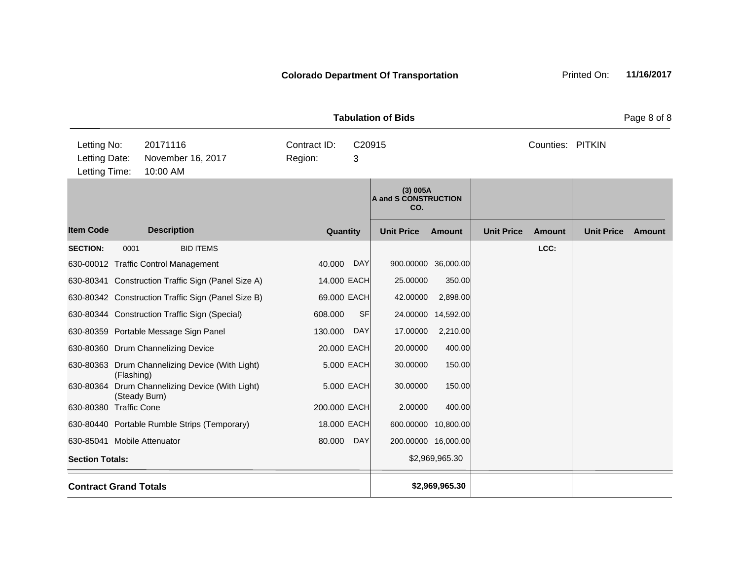**Colorado Department Of Transportation**

Printed On: **11/16/2017**

**Tabulation of Bids**

| | | | |
|---|---|---|---|
| Letting No: | 20171116 | Contract ID: | C20915 |
| Letting Date: | November 16, 2017 | Region: | 3 |
| Letting Time: | 10:00 AM | | |

Counties: PITKIN

| | | | | (3) 005A A and S CONSTRUCTION CO. | | | | | |
|---|---|---|---|---|---|---|---|---|---|
| **Item Code** | **Description** | **Quantity** | | **Unit Price** | **Amount** | **Unit Price** | **Amount** | **Unit Price** | **Amount** |
| **SECTION:** | 0001 BID ITEMS | | | | | | LCC: | | |
| 630-00012 | Traffic Control Management | 40.000 | DAY | 900.00000 | 36,000.00 | | | | |
| 630-80341 | Construction Traffic Sign (Panel Size A) | 14.000 | EACH | 25.00000 | 350.00 | | | | |
| 630-80342 | Construction Traffic Sign (Panel Size B) | 69.000 | EACH | 42.00000 | 2,898.00 | | | | |
| 630-80344 | Construction Traffic Sign (Special) | 608.000 | SF | 24.00000 | 14,592.00 | | | | |
| 630-80359 | Portable Message Sign Panel | 130.000 | DAY | 17.00000 | 2,210.00 | | | | |
| 630-80360 | Drum Channelizing Device | 20.000 | EACH | 20.00000 | 400.00 | | | | |
| 630-80363 | Drum Channelizing Device (With Light) (Flashing) | 5.000 | EACH | 30.00000 | 150.00 | | | | |
| 630-80364 | Drum Channelizing Device (With Light) (Steady Burn) | 5.000 | EACH | 30.00000 | 150.00 | | | | |
| 630-80380 | Traffic Cone | 200.000 | EACH | 2.00000 | 400.00 | | | | |
| 630-80440 | Portable Rumble Strips (Temporary) | 18.000 | EACH | 600.00000 | 10,800.00 | | | | |
| 630-85041 | Mobile Attenuator | 80.000 | DAY | 200.00000 | 16,000.00 | | | | |
| **Section Totals:** | | | | | $2,969,965.30 | | | | |
| **Contract Grand Totals** | | | | | **$2,969,965.30** | | | | |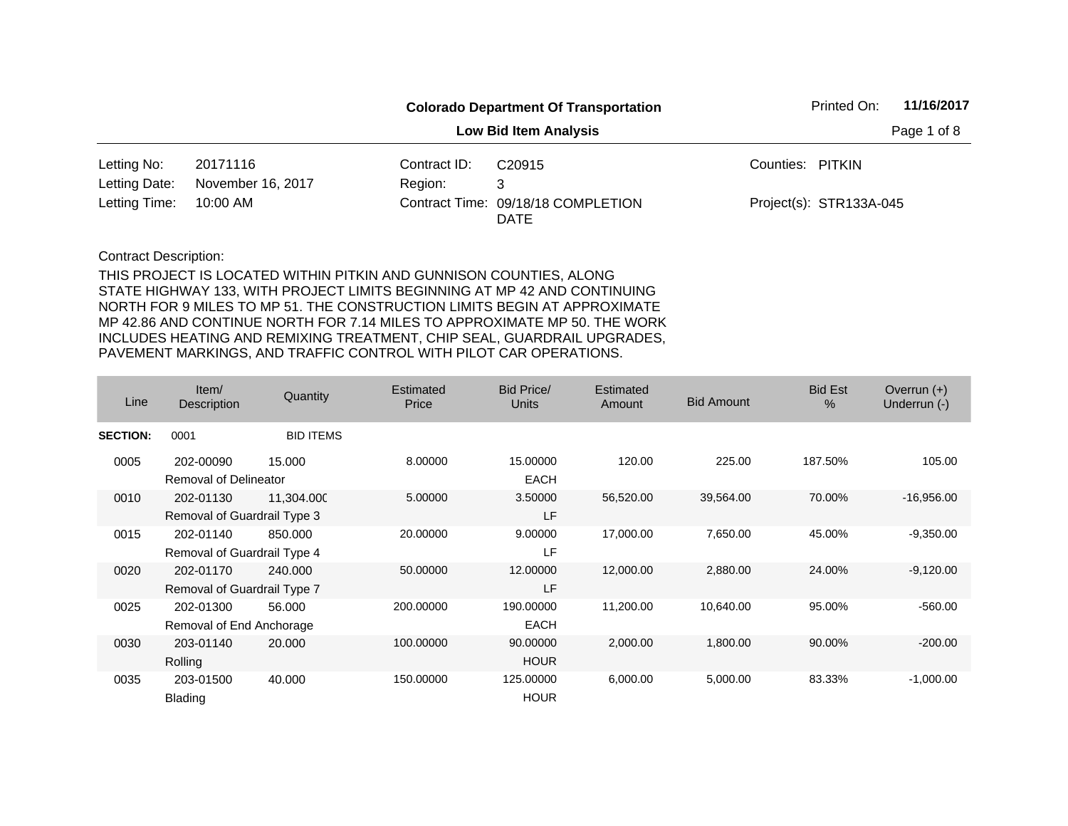**Colorado Department Of Transportation**

**Low Bid Item Analysis**

Printed On: **11/16/2017**

| | | | | | |
|---|---|---|---|---|---|
| Letting No: | 20171116 | Contract ID: | C20915 | Counties: | PITKIN |
| Letting Date: | November 16, 2017 | Region: | 3 | | |
| Letting Time: | 10:00 AM | Contract Time: | 09/18/18 COMPLETION DATE | Project(s): | STR133A-045 |

Contract Description:

THIS PROJECT IS LOCATED WITHIN PITKIN AND GUNNISON COUNTIES, ALONG STATE HIGHWAY 133, WITH PROJECT LIMITS BEGINNING AT MP 42 AND CONTINUING NORTH FOR 9 MILES TO MP 51. THE CONSTRUCTION LIMITS BEGIN AT APPROXIMATE MP 42.86 AND CONTINUE NORTH FOR 7.14 MILES TO APPROXIMATE MP 50. THE WORK INCLUDES HEATING AND REMIXING TREATMENT, CHIP SEAL, GUARDRAIL UPGRADES, PAVEMENT MARKINGS, AND TRAFFIC CONTROL WITH PILOT CAR OPERATIONS.

| Line | Item/ Description | Quantity | Estimated Price | Bid Price/ Units | Estimated Amount | Bid Amount | Bid Est % | Overrun (+) Underrun (-) |
|---|---|---|---|---|---|---|---|---|
| **SECTION:** | 0001 | BID ITEMS | | | | | | |
| 0005 | 202-00090 Removal of Delineator | 15.000 | 8.00000 | 15.00000 EACH | 120.00 | 225.00 | 187.50% | 105.00 |
| 0010 | 202-01130 Removal of Guardrail Type 3 | 11,304.000 | 5.00000 | 3.50000 LF | 56,520.00 | 39,564.00 | 70.00% | -16,956.00 |
| 0015 | 202-01140 Removal of Guardrail Type 4 | 850.000 | 20.00000 | 9.00000 LF | 17,000.00 | 7,650.00 | 45.00% | -9,350.00 |
| 0020 | 202-01170 Removal of Guardrail Type 7 | 240.000 | 50.00000 | 12.00000 LF | 12,000.00 | 2,880.00 | 24.00% | -9,120.00 |
| 0025 | 202-01300 Removal of End Anchorage | 56.000 | 200.00000 | 190.00000 EACH | 11,200.00 | 10,640.00 | 95.00% | -560.00 |
| 0030 | 203-01140 Rolling | 20.000 | 100.00000 | 90.00000 HOUR | 2,000.00 | 1,800.00 | 90.00% | -200.00 |
| 0035 | 203-01500 Blading | 40.000 | 150.00000 | 125.00000 HOUR | 6,000.00 | 5,000.00 | 83.33% | -1,000.00 |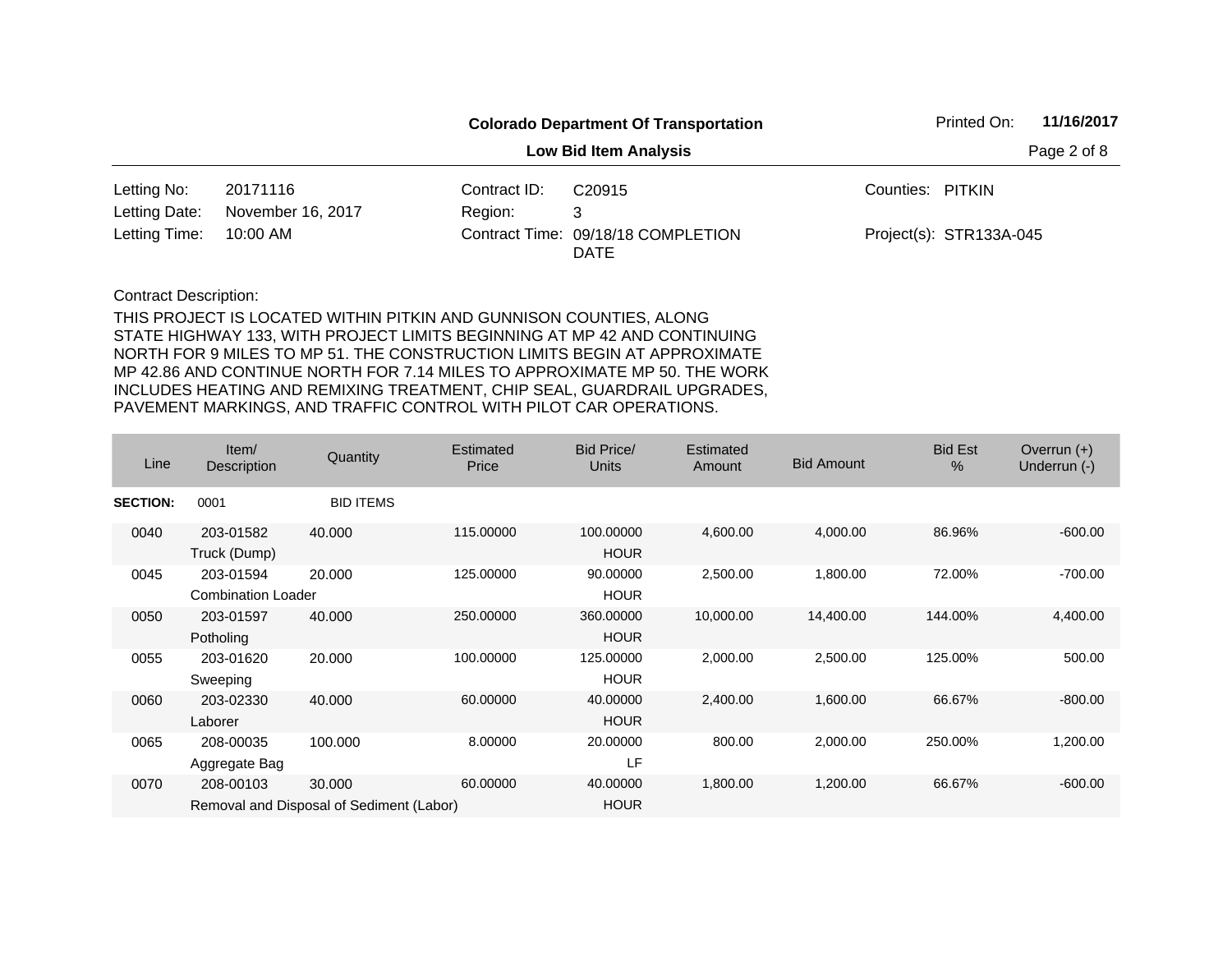**Colorado Department Of Transportation**

**Low Bid Item Analysis**

Printed On: **11/16/2017**

| | | | | | |
|---|---|---|---|---|---|
| Letting No: | 20171116 | Contract ID: | C20915 | Counties: | PITKIN |
| Letting Date: | November 16, 2017 | Region: | 3 | | |
| Letting Time: | 10:00 AM | Contract Time: | 09/18/18 COMPLETION DATE | Project(s): | STR133A-045 |

Contract Description:

THIS PROJECT IS LOCATED WITHIN PITKIN AND GUNNISON COUNTIES, ALONG STATE HIGHWAY 133, WITH PROJECT LIMITS BEGINNING AT MP 42 AND CONTINUING NORTH FOR 9 MILES TO MP 51. THE CONSTRUCTION LIMITS BEGIN AT APPROXIMATE MP 42.86 AND CONTINUE NORTH FOR 7.14 MILES TO APPROXIMATE MP 50. THE WORK INCLUDES HEATING AND REMIXING TREATMENT, CHIP SEAL, GUARDRAIL UPGRADES, PAVEMENT MARKINGS, AND TRAFFIC CONTROL WITH PILOT CAR OPERATIONS.

| Line | Item/ Description | Quantity | Estimated Price | Bid Price/ Units | Estimated Amount | Bid Amount | Bid Est % | Overrun (+) Underrun (-) |
|---|---|---|---|---|---|---|---|---|
| **SECTION:** | 0001 | BID ITEMS | | | | | | |
| 0040 | 203-01582 Truck (Dump) | 40.000 | 115.00000 | 100.00000 HOUR | 4,600.00 | 4,000.00 | 86.96% | -600.00 |
| 0045 | 203-01594 Combination Loader | 20.000 | 125.00000 | 90.00000 HOUR | 2,500.00 | 1,800.00 | 72.00% | -700.00 |
| 0050 | 203-01597 Potholing | 40.000 | 250.00000 | 360.00000 HOUR | 10,000.00 | 14,400.00 | 144.00% | 4,400.00 |
| 0055 | 203-01620 Sweeping | 20.000 | 100.00000 | 125.00000 HOUR | 2,000.00 | 2,500.00 | 125.00% | 500.00 |
| 0060 | 203-02330 Laborer | 40.000 | 60.00000 | 40.00000 HOUR | 2,400.00 | 1,600.00 | 66.67% | -800.00 |
| 0065 | 208-00035 Aggregate Bag | 100.000 | 8.00000 | 20.00000 LF | 800.00 | 2,000.00 | 250.00% | 1,200.00 |
| 0070 | 208-00103 Removal and Disposal of Sediment (Labor) | 30.000 | 60.00000 | 40.00000 HOUR | 1,800.00 | 1,200.00 | 66.67% | -600.00 |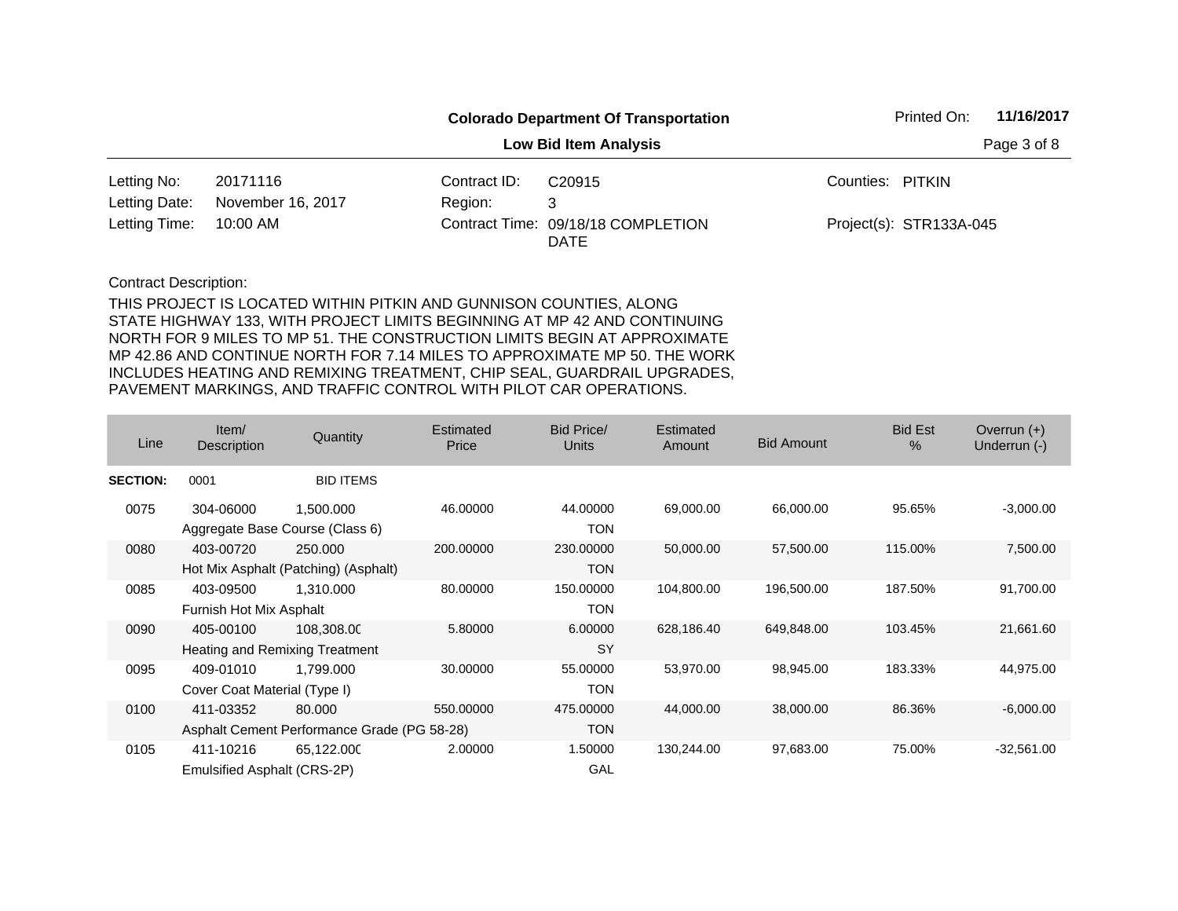**Colorado Department Of Transportation**

**Low Bid Item Analysis**

Printed On: **11/16/2017**

| | | | | | |
|---|---|---|---|---|---|
| Letting No: | 20171116 | Contract ID: | C20915 | Counties: | PITKIN |
| Letting Date: | November 16, 2017 | Region: | 3 | | |
| Letting Time: | 10:00 AM | Contract Time: | 09/18/18 COMPLETION DATE | Project(s): | STR133A-045 |

Contract Description:

THIS PROJECT IS LOCATED WITHIN PITKIN AND GUNNISON COUNTIES, ALONG STATE HIGHWAY 133, WITH PROJECT LIMITS BEGINNING AT MP 42 AND CONTINUING NORTH FOR 9 MILES TO MP 51. THE CONSTRUCTION LIMITS BEGIN AT APPROXIMATE MP 42.86 AND CONTINUE NORTH FOR 7.14 MILES TO APPROXIMATE MP 50. THE WORK INCLUDES HEATING AND REMIXING TREATMENT, CHIP SEAL, GUARDRAIL UPGRADES, PAVEMENT MARKINGS, AND TRAFFIC CONTROL WITH PILOT CAR OPERATIONS.

| Line | Item/ Description | Quantity | Estimated Price | Bid Price/ Units | Estimated Amount | Bid Amount | Bid Est % | Overrun (+) Underrun (-) |
|---|---|---|---|---|---|---|---|---|
| **SECTION:** | 0001 | BID ITEMS | | | | | | |
| 0075 | 304-06000 Aggregate Base Course (Class 6) | 1,500.000 | 46.00000 | 44.00000 TON | 69,000.00 | 66,000.00 | 95.65% | -3,000.00 |
| 0080 | 403-00720 Hot Mix Asphalt (Patching) (Asphalt) | 250.000 | 200.00000 | 230.00000 TON | 50,000.00 | 57,500.00 | 115.00% | 7,500.00 |
| 0085 | 403-09500 Furnish Hot Mix Asphalt | 1,310.000 | 80.00000 | 150.00000 TON | 104,800.00 | 196,500.00 | 187.50% | 91,700.00 |
| 0090 | 405-00100 Heating and Remixing Treatment | 108,308.00 | 5.80000 | 6.00000 SY | 628,186.40 | 649,848.00 | 103.45% | 21,661.60 |
| 0095 | 409-01010 Cover Coat Material (Type I) | 1,799.000 | 30.00000 | 55.00000 TON | 53,970.00 | 98,945.00 | 183.33% | 44,975.00 |
| 0100 | 411-03352 Asphalt Cement Performance Grade (PG 58-28) | 80.000 | 550.00000 | 475.00000 TON | 44,000.00 | 38,000.00 | 86.36% | -6,000.00 |
| 0105 | 411-10216 Emulsified Asphalt (CRS-2P) | 65,122.000 | 2.00000 | 1.50000 GAL | 130,244.00 | 97,683.00 | 75.00% | -32,561.00 |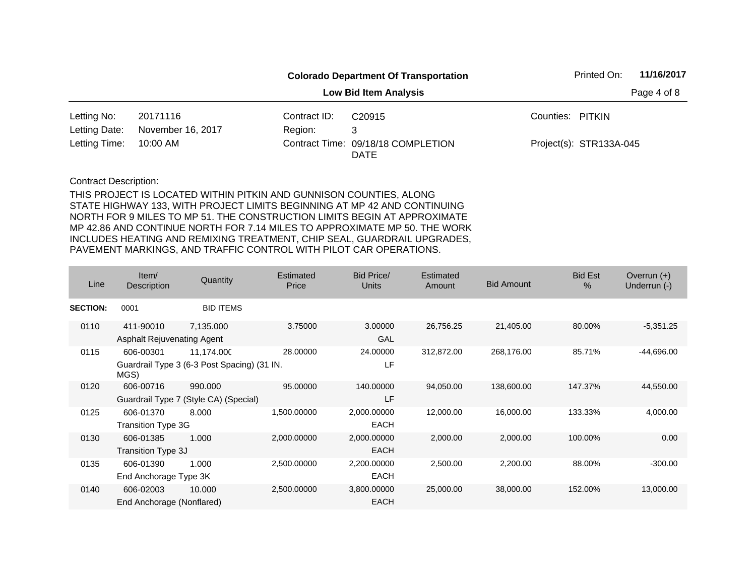**Colorado Department Of Transportation**

**Low Bid Item Analysis**

Printed On: **11/16/2017**

| | | | | | |
|---|---|---|---|---|---|
| Letting No: | 20171116 | Contract ID: | C20915 | Counties: | PITKIN |
| Letting Date: | November 16, 2017 | Region: | 3 | | |
| Letting Time: | 10:00 AM | Contract Time: | 09/18/18 COMPLETION DATE | Project(s): | STR133A-045 |

Contract Description:

THIS PROJECT IS LOCATED WITHIN PITKIN AND GUNNISON COUNTIES, ALONG STATE HIGHWAY 133, WITH PROJECT LIMITS BEGINNING AT MP 42 AND CONTINUING NORTH FOR 9 MILES TO MP 51. THE CONSTRUCTION LIMITS BEGIN AT APPROXIMATE MP 42.86 AND CONTINUE NORTH FOR 7.14 MILES TO APPROXIMATE MP 50. THE WORK INCLUDES HEATING AND REMIXING TREATMENT, CHIP SEAL, GUARDRAIL UPGRADES, PAVEMENT MARKINGS, AND TRAFFIC CONTROL WITH PILOT CAR OPERATIONS.

| Line | Item/ Description | Quantity | Estimated Price | Bid Price/ Units | Estimated Amount | Bid Amount | Bid Est % | Overrun (+) Underrun (-) |
|---|---|---|---|---|---|---|---|---|
| **SECTION:** | 0001 | BID ITEMS | | | | | | |
| 0110 | 411-90010 Asphalt Rejuvenating Agent | 7,135.000 | 3.75000 | 3.00000 GAL | 26,756.25 | 21,405.00 | 80.00% | -5,351.25 |
| 0115 | 606-00301 Guardrail Type 3 (6-3 Post Spacing) (31 IN. MGS) | 11,174.000 | 28.00000 | 24.00000 LF | 312,872.00 | 268,176.00 | 85.71% | -44,696.00 |
| 0120 | 606-00716 Guardrail Type 7 (Style CA) (Special) | 990.000 | 95.00000 | 140.00000 LF | 94,050.00 | 138,600.00 | 147.37% | 44,550.00 |
| 0125 | 606-01370 Transition Type 3G | 8.000 | 1,500.00000 | 2,000.00000 EACH | 12,000.00 | 16,000.00 | 133.33% | 4,000.00 |
| 0130 | 606-01385 Transition Type 3J | 1.000 | 2,000.00000 | 2,000.00000 EACH | 2,000.00 | 2,000.00 | 100.00% | 0.00 |
| 0135 | 606-01390 End Anchorage Type 3K | 1.000 | 2,500.00000 | 2,200.00000 EACH | 2,500.00 | 2,200.00 | 88.00% | -300.00 |
| 0140 | 606-02003 End Anchorage (Nonflared) | 10.000 | 2,500.00000 | 3,800.00000 EACH | 25,000.00 | 38,000.00 | 152.00% | 13,000.00 |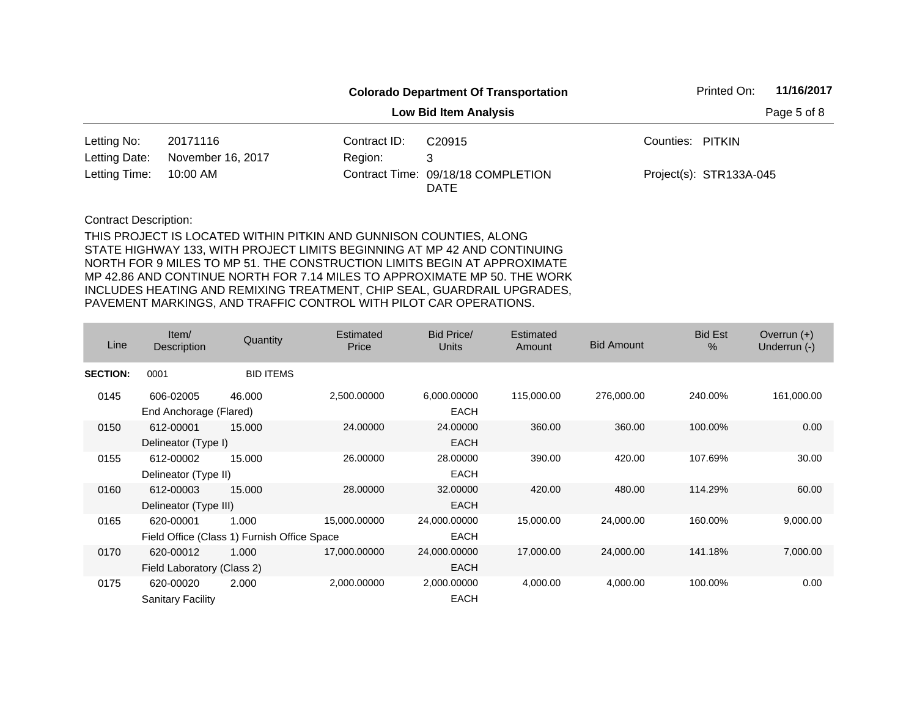**Colorado Department Of Transportation**

**Low Bid Item Analysis**

Printed On: **11/16/2017**

| | | | | | |
|---|---|---|---|---|---|
| Letting No: | 20171116 | Contract ID: | C20915 | Counties: | PITKIN |
| Letting Date: | November 16, 2017 | Region: | 3 | | |
| Letting Time: | 10:00 AM | Contract Time: | 09/18/18 COMPLETION DATE | Project(s): | STR133A-045 |

Contract Description:

THIS PROJECT IS LOCATED WITHIN PITKIN AND GUNNISON COUNTIES, ALONG STATE HIGHWAY 133, WITH PROJECT LIMITS BEGINNING AT MP 42 AND CONTINUING NORTH FOR 9 MILES TO MP 51. THE CONSTRUCTION LIMITS BEGIN AT APPROXIMATE MP 42.86 AND CONTINUE NORTH FOR 7.14 MILES TO APPROXIMATE MP 50. THE WORK INCLUDES HEATING AND REMIXING TREATMENT, CHIP SEAL, GUARDRAIL UPGRADES, PAVEMENT MARKINGS, AND TRAFFIC CONTROL WITH PILOT CAR OPERATIONS.

| Line | Item/ Description | Quantity | Estimated Price | Bid Price/ Units | Estimated Amount | Bid Amount | Bid Est % | Overrun (+) Underrun (-) |
|---|---|---|---|---|---|---|---|---|
| **SECTION:** | 0001 | BID ITEMS | | | | | | |
| 0145 | 606-02005 End Anchorage (Flared) | 46.000 | 2,500.00000 | 6,000.00000 EACH | 115,000.00 | 276,000.00 | 240.00% | 161,000.00 |
| 0150 | 612-00001 Delineator (Type I) | 15.000 | 24.00000 | 24.00000 EACH | 360.00 | 360.00 | 100.00% | 0.00 |
| 0155 | 612-00002 Delineator (Type II) | 15.000 | 26.00000 | 28.00000 EACH | 390.00 | 420.00 | 107.69% | 30.00 |
| 0160 | 612-00003 Delineator (Type III) | 15.000 | 28.00000 | 32.00000 EACH | 420.00 | 480.00 | 114.29% | 60.00 |
| 0165 | 620-00001 Field Office (Class 1) Furnish Office Space | 1.000 | 15,000.00000 | 24,000.00000 EACH | 15,000.00 | 24,000.00 | 160.00% | 9,000.00 |
| 0170 | 620-00012 Field Laboratory (Class 2) | 1.000 | 17,000.00000 | 24,000.00000 EACH | 17,000.00 | 24,000.00 | 141.18% | 7,000.00 |
| 0175 | 620-00020 Sanitary Facility | 2.000 | 2,000.00000 | 2,000.00000 EACH | 4,000.00 | 4,000.00 | 100.00% | 0.00 |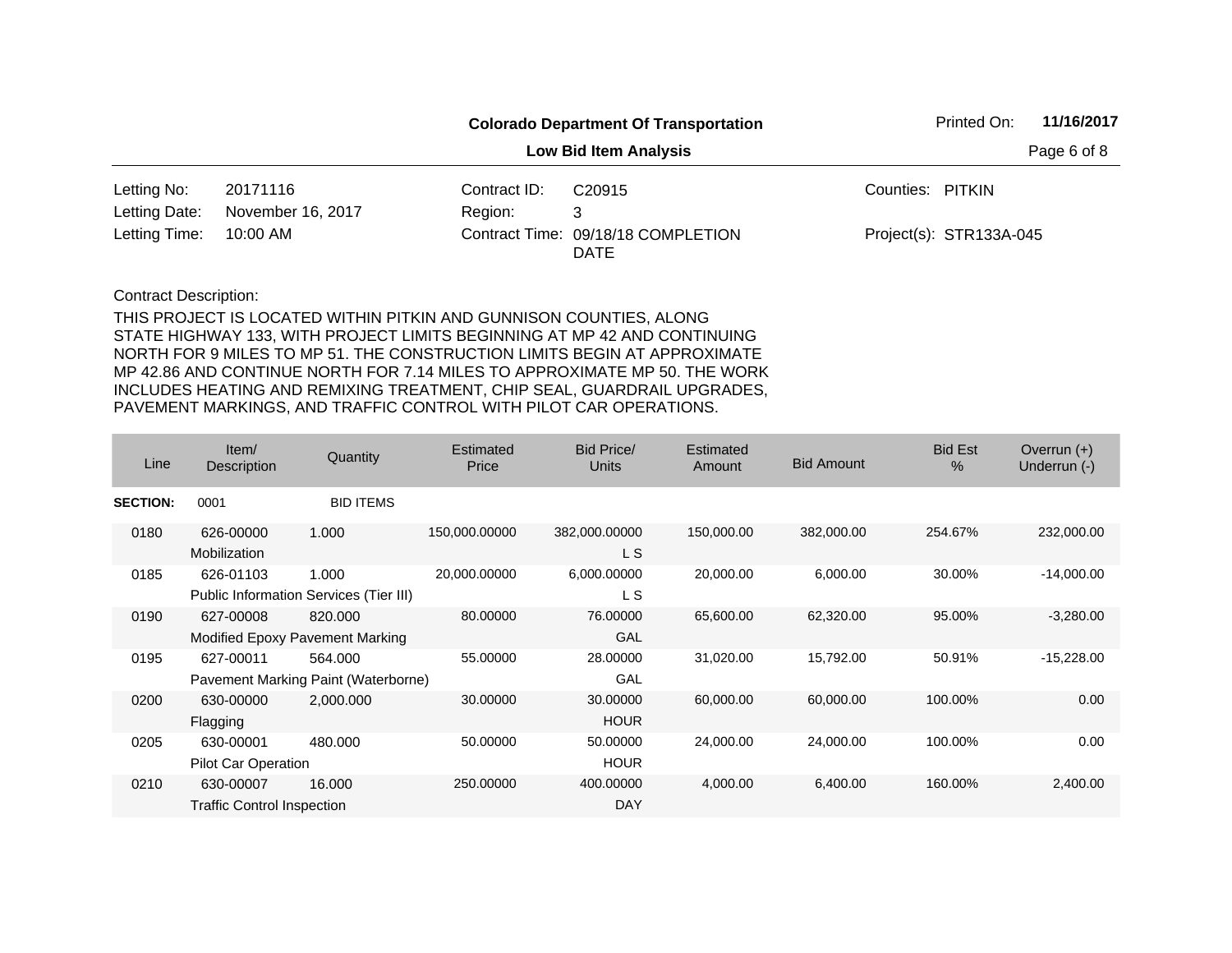**Colorado Department Of Transportation**

**Low Bid Item Analysis**

Printed On: **11/16/2017**

| | | | | | |
|---|---|---|---|---|---|
| Letting No: | 20171116 | Contract ID: | C20915 | Counties: | PITKIN |
| Letting Date: | November 16, 2017 | Region: | 3 | | |
| Letting Time: | 10:00 AM | Contract Time: | 09/18/18 COMPLETION DATE | Project(s): | STR133A-045 |

Contract Description:

THIS PROJECT IS LOCATED WITHIN PITKIN AND GUNNISON COUNTIES, ALONG STATE HIGHWAY 133, WITH PROJECT LIMITS BEGINNING AT MP 42 AND CONTINUING NORTH FOR 9 MILES TO MP 51. THE CONSTRUCTION LIMITS BEGIN AT APPROXIMATE MP 42.86 AND CONTINUE NORTH FOR 7.14 MILES TO APPROXIMATE MP 50. THE WORK INCLUDES HEATING AND REMIXING TREATMENT, CHIP SEAL, GUARDRAIL UPGRADES, PAVEMENT MARKINGS, AND TRAFFIC CONTROL WITH PILOT CAR OPERATIONS.

| Line | Item/ Description | Quantity | Estimated Price | Bid Price/ Units | Estimated Amount | Bid Amount | Bid Est % | Overrun (+) Underrun (-) |
|---|---|---|---|---|---|---|---|---|
| **SECTION:** | 0001 | BID ITEMS | | | | | | |
| 0180 | 626-00000 Mobilization | 1.000 | 150,000.00000 | 382,000.00000 L S | 150,000.00 | 382,000.00 | 254.67% | 232,000.00 |
| 0185 | 626-01103 Public Information Services (Tier III) | 1.000 | 20,000.00000 | 6,000.00000 L S | 20,000.00 | 6,000.00 | 30.00% | -14,000.00 |
| 0190 | 627-00008 Modified Epoxy Pavement Marking | 820.000 | 80.00000 | 76.00000 GAL | 65,600.00 | 62,320.00 | 95.00% | -3,280.00 |
| 0195 | 627-00011 Pavement Marking Paint (Waterborne) | 564.000 | 55.00000 | 28.00000 GAL | 31,020.00 | 15,792.00 | 50.91% | -15,228.00 |
| 0200 | 630-00000 Flagging | 2,000.000 | 30.00000 | 30.00000 HOUR | 60,000.00 | 60,000.00 | 100.00% | 0.00 |
| 0205 | 630-00001 Pilot Car Operation | 480.000 | 50.00000 | 50.00000 HOUR | 24,000.00 | 24,000.00 | 100.00% | 0.00 |
| 0210 | 630-00007 Traffic Control Inspection | 16.000 | 250.00000 | 400.00000 DAY | 4,000.00 | 6,400.00 | 160.00% | 2,400.00 |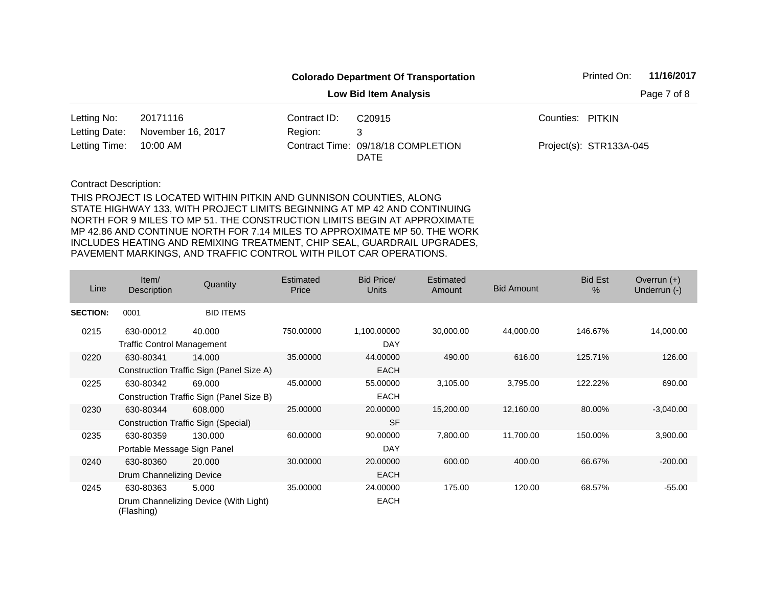**Colorado Department Of Transportation**

**Low Bid Item Analysis**

Printed On: **11/16/2017**

| | | | | | |
|---|---|---|---|---|---|
| Letting No: | 20171116 | Contract ID: | C20915 | Counties: | PITKIN |
| Letting Date: | November 16, 2017 | Region: | 3 | | |
| Letting Time: | 10:00 AM | Contract Time: | 09/18/18 COMPLETION DATE | Project(s): | STR133A-045 |

Contract Description:

THIS PROJECT IS LOCATED WITHIN PITKIN AND GUNNISON COUNTIES, ALONG STATE HIGHWAY 133, WITH PROJECT LIMITS BEGINNING AT MP 42 AND CONTINUING NORTH FOR 9 MILES TO MP 51. THE CONSTRUCTION LIMITS BEGIN AT APPROXIMATE MP 42.86 AND CONTINUE NORTH FOR 7.14 MILES TO APPROXIMATE MP 50. THE WORK INCLUDES HEATING AND REMIXING TREATMENT, CHIP SEAL, GUARDRAIL UPGRADES, PAVEMENT MARKINGS, AND TRAFFIC CONTROL WITH PILOT CAR OPERATIONS.

| Line | Item/ Description | Quantity | Estimated Price | Bid Price/ Units | Estimated Amount | Bid Amount | Bid Est % | Overrun (+) Underrun (-) |
|---|---|---|---|---|---|---|---|---|
| **SECTION:** | 0001 | BID ITEMS | | | | | | |
| 0215 | 630-00012 Traffic Control Management | 40.000 | 750.00000 | 1,100.00000 DAY | 30,000.00 | 44,000.00 | 146.67% | 14,000.00 |
| 0220 | 630-80341 Construction Traffic Sign (Panel Size A) | 14.000 | 35.00000 | 44.00000 EACH | 490.00 | 616.00 | 125.71% | 126.00 |
| 0225 | 630-80342 Construction Traffic Sign (Panel Size B) | 69.000 | 45.00000 | 55.00000 EACH | 3,105.00 | 3,795.00 | 122.22% | 690.00 |
| 0230 | 630-80344 Construction Traffic Sign (Special) | 608.000 | 25.00000 | 20.00000 SF | 15,200.00 | 12,160.00 | 80.00% | -3,040.00 |
| 0235 | 630-80359 Portable Message Sign Panel | 130.000 | 60.00000 | 90.00000 DAY | 7,800.00 | 11,700.00 | 150.00% | 3,900.00 |
| 0240 | 630-80360 Drum Channelizing Device | 20.000 | 30.00000 | 20.00000 EACH | 600.00 | 400.00 | 66.67% | -200.00 |
| 0245 | 630-80363 Drum Channelizing Device (With Light) (Flashing) | 5.000 | 35.00000 | 24.00000 EACH | 175.00 | 120.00 | 68.57% | -55.00 |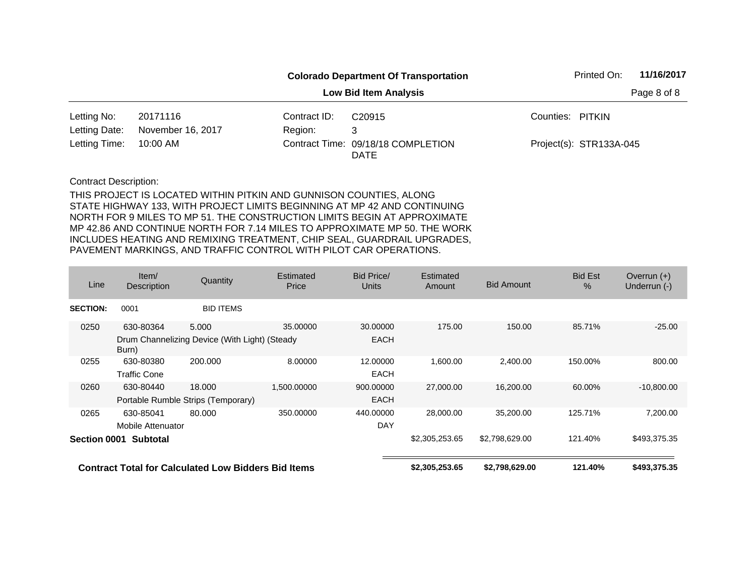**Colorado Department Of Transportation**

**Low Bid Item Analysis**

Printed On: **11/16/2017**

| | | | | | |
|---|---|---|---|---|---|
| Letting No: | 20171116 | Contract ID: | C20915 | Counties: | PITKIN |
| Letting Date: | November 16, 2017 | Region: | 3 | | |
| Letting Time: | 10:00 AM | Contract Time: | 09/18/18 COMPLETION DATE | Project(s): | STR133A-045 |

Contract Description:

THIS PROJECT IS LOCATED WITHIN PITKIN AND GUNNISON COUNTIES, ALONG STATE HIGHWAY 133, WITH PROJECT LIMITS BEGINNING AT MP 42 AND CONTINUING NORTH FOR 9 MILES TO MP 51. THE CONSTRUCTION LIMITS BEGIN AT APPROXIMATE MP 42.86 AND CONTINUE NORTH FOR 7.14 MILES TO APPROXIMATE MP 50. THE WORK INCLUDES HEATING AND REMIXING TREATMENT, CHIP SEAL, GUARDRAIL UPGRADES, PAVEMENT MARKINGS, AND TRAFFIC CONTROL WITH PILOT CAR OPERATIONS.

| Line | Item/ Description | Quantity | Estimated Price | Bid Price/ Units | Estimated Amount | Bid Amount | Bid Est % | Overrun (+) Underrun (-) |
|---|---|---|---|---|---|---|---|---|
| **SECTION:** | 0001 | BID ITEMS | | | | | | |
| 0250 | 630-80364 Drum Channelizing Device (With Light) (Steady Burn) | 5.000 | 35.00000 | 30.00000 EACH | 175.00 | 150.00 | 85.71% | -25.00 |
| 0255 | 630-80380 Traffic Cone | 200.000 | 8.00000 | 12.00000 EACH | 1,600.00 | 2,400.00 | 150.00% | 800.00 |
| 0260 | 630-80440 Portable Rumble Strips (Temporary) | 18.000 | 1,500.00000 | 900.00000 EACH | 27,000.00 | 16,200.00 | 60.00% | -10,800.00 |
| 0265 | 630-85041 Mobile Attenuator | 80.000 | 350.00000 | 440.00000 DAY | 28,000.00 | 35,200.00 | 125.71% | 7,200.00 |
| **Section 0001 Subtotal** | | | | | $2,305,253.65 | $2,798,629.00 | 121.40% | $493,375.35 |
| **Contract Total for Calculated Low Bidders Bid Items** | | | | | **$2,305,253.65** | **$2,798,629.00** | **121.40%** | **$493,375.35** |